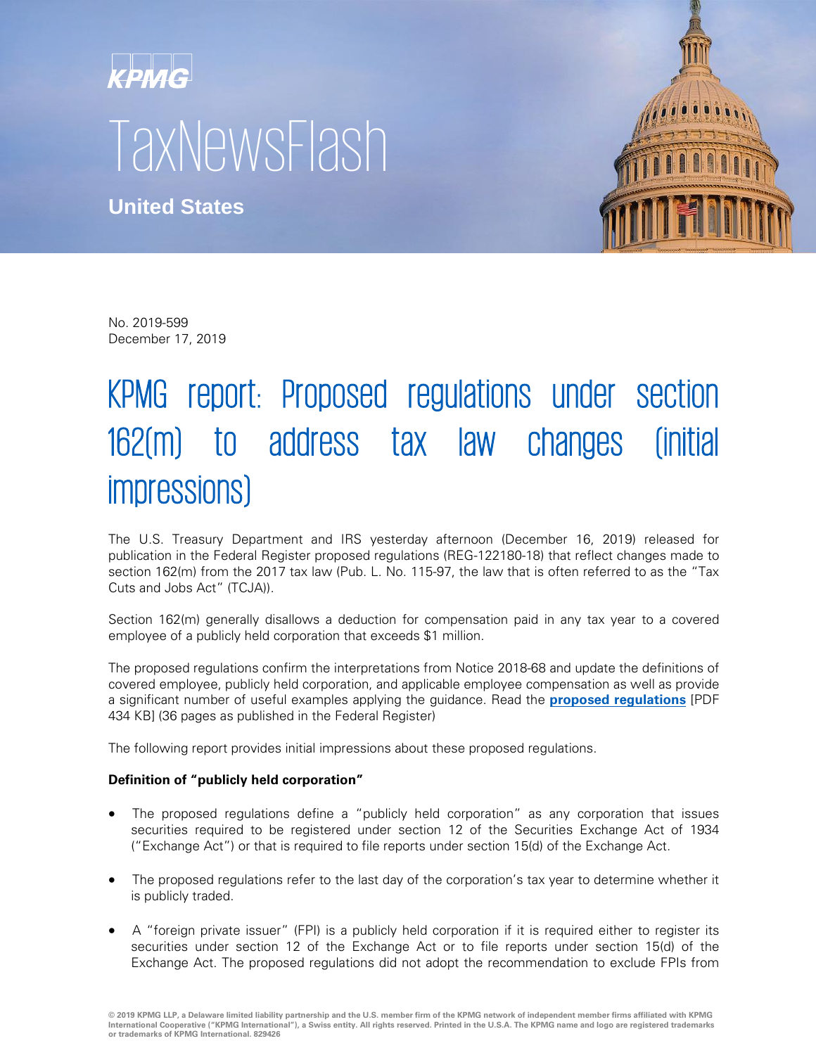KPMG

# TaxNewsFlash

**United States**

No. 2019-599
December 17, 2019

## KPMG report: Proposed regulations under section 162(m) to address tax law changes (initial impressions)

The U.S. Treasury Department and IRS yesterday afternoon (December 16, 2019) released for publication in the Federal Register proposed regulations (REG-122180-18) that reflect changes made to section 162(m) from the 2017 tax law (Pub. L. No. 115-97, the law that is often referred to as the "Tax Cuts and Jobs Act" (TCJA)).

Section 162(m) generally disallows a deduction for compensation paid in any tax year to a covered employee of a publicly held corporation that exceeds $1 million.

The proposed regulations confirm the interpretations from Notice 2018-68 and update the definitions of covered employee, publicly held corporation, and applicable employee compensation as well as provide a significant number of useful examples applying the guidance. Read the **proposed regulations** [PDF 434 KB] (36 pages as published in the Federal Register)

The following report provides initial impressions about these proposed regulations.

**Definition of "publicly held corporation"**

- The proposed regulations define a "publicly held corporation" as any corporation that issues securities required to be registered under section 12 of the Securities Exchange Act of 1934 ("Exchange Act") or that is required to file reports under section 15(d) of the Exchange Act.
- The proposed regulations refer to the last day of the corporation's tax year to determine whether it is publicly traded.
- A "foreign private issuer" (FPI) is a publicly held corporation if it is required either to register its securities under section 12 of the Exchange Act or to file reports under section 15(d) of the Exchange Act. The proposed regulations did not adopt the recommendation to exclude FPIs from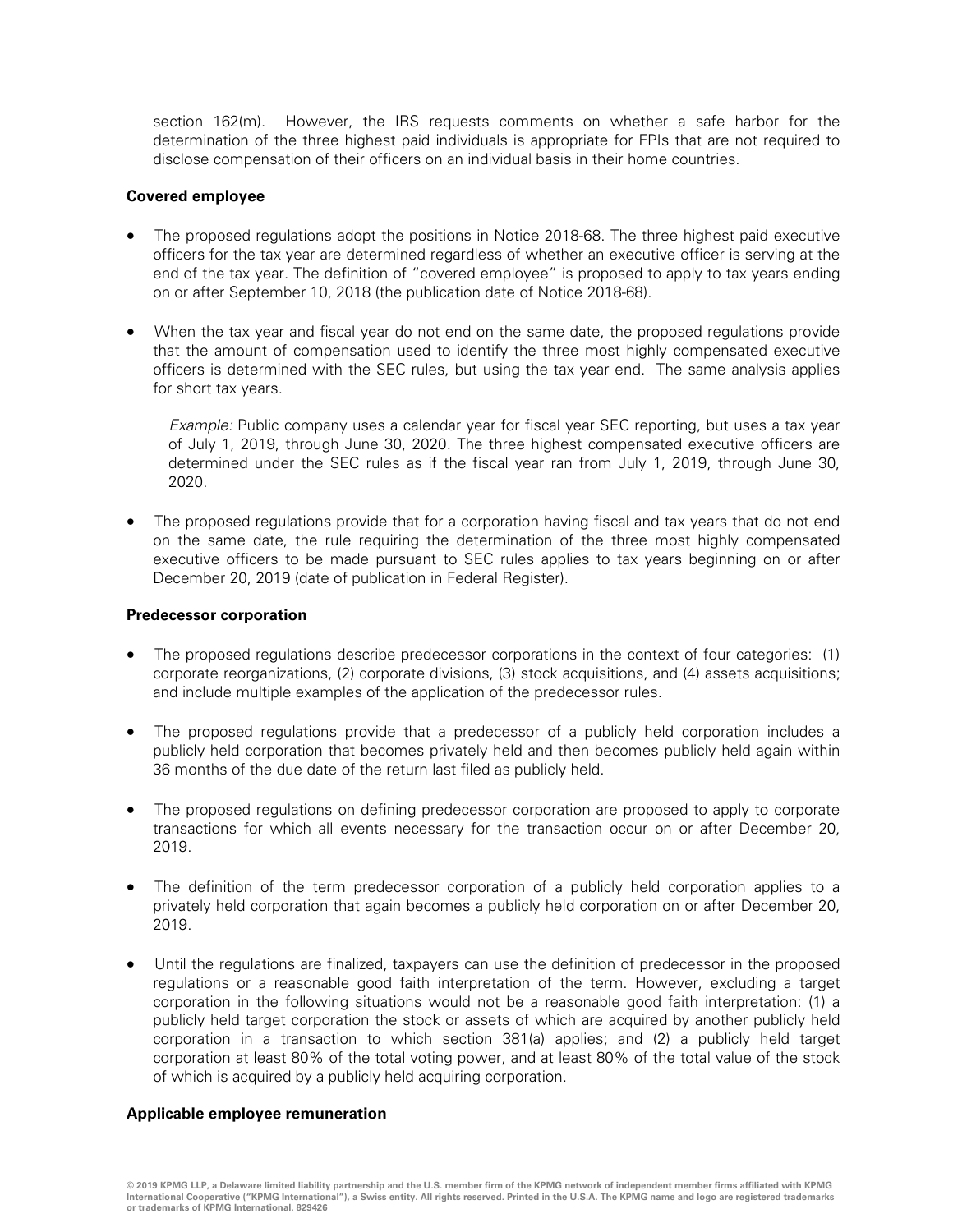section 162(m). However, the IRS requests comments on whether a safe harbor for the determination of the three highest paid individuals is appropriate for FPIs that are not required to disclose compensation of their officers on an individual basis in their home countries.

**Covered employee**

- The proposed regulations adopt the positions in Notice 2018-68. The three highest paid executive officers for the tax year are determined regardless of whether an executive officer is serving at the end of the tax year. The definition of "covered employee" is proposed to apply to tax years ending on or after September 10, 2018 (the publication date of Notice 2018-68).

- When the tax year and fiscal year do not end on the same date, the proposed regulations provide that the amount of compensation used to identify the three most highly compensated executive officers is determined with the SEC rules, but using the tax year end. The same analysis applies for short tax years.

  *Example:* Public company uses a calendar year for fiscal year SEC reporting, but uses a tax year of July 1, 2019, through June 30, 2020. The three highest compensated executive officers are determined under the SEC rules as if the fiscal year ran from July 1, 2019, through June 30, 2020.

- The proposed regulations provide that for a corporation having fiscal and tax years that do not end on the same date, the rule requiring the determination of the three most highly compensated executive officers to be made pursuant to SEC rules applies to tax years beginning on or after December 20, 2019 (date of publication in Federal Register).

**Predecessor corporation**

- The proposed regulations describe predecessor corporations in the context of four categories: (1) corporate reorganizations, (2) corporate divisions, (3) stock acquisitions, and (4) assets acquisitions; and include multiple examples of the application of the predecessor rules.

- The proposed regulations provide that a predecessor of a publicly held corporation includes a publicly held corporation that becomes privately held and then becomes publicly held again within 36 months of the due date of the return last filed as publicly held.

- The proposed regulations on defining predecessor corporation are proposed to apply to corporate transactions for which all events necessary for the transaction occur on or after December 20, 2019.

- The definition of the term predecessor corporation of a publicly held corporation applies to a privately held corporation that again becomes a publicly held corporation on or after December 20, 2019.

- Until the regulations are finalized, taxpayers can use the definition of predecessor in the proposed regulations or a reasonable good faith interpretation of the term. However, excluding a target corporation in the following situations would not be a reasonable good faith interpretation: (1) a publicly held target corporation the stock or assets of which are acquired by another publicly held corporation in a transaction to which section 381(a) applies; and (2) a publicly held target corporation at least 80% of the total voting power, and at least 80% of the total value of the stock of which is acquired by a publicly held acquiring corporation.

**Applicable employee remuneration**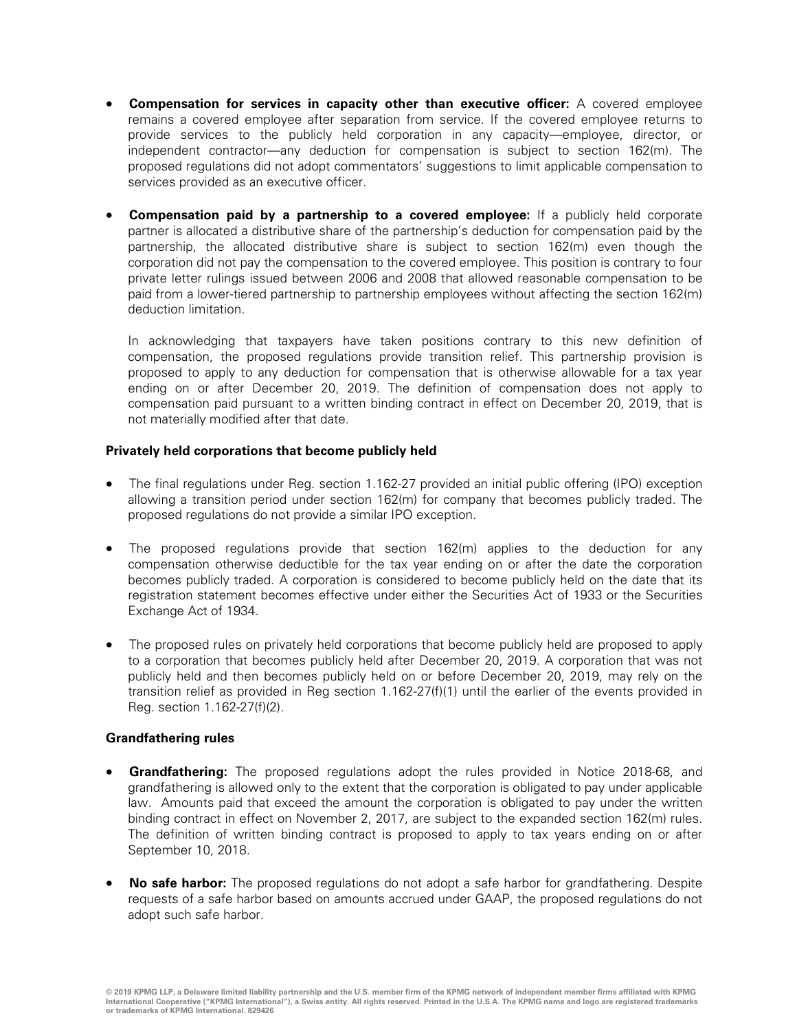- **Compensation for services in capacity other than executive officer:** A covered employee remains a covered employee after separation from service. If the covered employee returns to provide services to the publicly held corporation in any capacity—employee, director, or independent contractor—any deduction for compensation is subject to section 162(m). The proposed regulations did not adopt commentators' suggestions to limit applicable compensation to services provided as an executive officer.

- **Compensation paid by a partnership to a covered employee:** If a publicly held corporate partner is allocated a distributive share of the partnership's deduction for compensation paid by the partnership, the allocated distributive share is subject to section 162(m) even though the corporation did not pay the compensation to the covered employee. This position is contrary to four private letter rulings issued between 2006 and 2008 that allowed reasonable compensation to be paid from a lower-tiered partnership to partnership employees without affecting the section 162(m) deduction limitation.

  In acknowledging that taxpayers have taken positions contrary to this new definition of compensation, the proposed regulations provide transition relief. This partnership provision is proposed to apply to any deduction for compensation that is otherwise allowable for a tax year ending on or after December 20, 2019. The definition of compensation does not apply to compensation paid pursuant to a written binding contract in effect on December 20, 2019, that is not materially modified after that date.

**Privately held corporations that become publicly held**

- The final regulations under Reg. section 1.162-27 provided an initial public offering (IPO) exception allowing a transition period under section 162(m) for company that becomes publicly traded. The proposed regulations do not provide a similar IPO exception.

- The proposed regulations provide that section 162(m) applies to the deduction for any compensation otherwise deductible for the tax year ending on or after the date the corporation becomes publicly traded. A corporation is considered to become publicly held on the date that its registration statement becomes effective under either the Securities Act of 1933 or the Securities Exchange Act of 1934.

- The proposed rules on privately held corporations that become publicly held are proposed to apply to a corporation that becomes publicly held after December 20, 2019. A corporation that was not publicly held and then becomes publicly held on or before December 20, 2019, may rely on the transition relief as provided in Reg section 1.162-27(f)(1) until the earlier of the events provided in Reg. section 1.162-27(f)(2).

**Grandfathering rules**

- **Grandfathering:** The proposed regulations adopt the rules provided in Notice 2018-68, and grandfathering is allowed only to the extent that the corporation is obligated to pay under applicable law. Amounts paid that exceed the amount the corporation is obligated to pay under the written binding contract in effect on November 2, 2017, are subject to the expanded section 162(m) rules. The definition of written binding contract is proposed to apply to tax years ending on or after September 10, 2018.

- **No safe harbor:** The proposed regulations do not adopt a safe harbor for grandfathering. Despite requests of a safe harbor based on amounts accrued under GAAP, the proposed regulations do not adopt such safe harbor.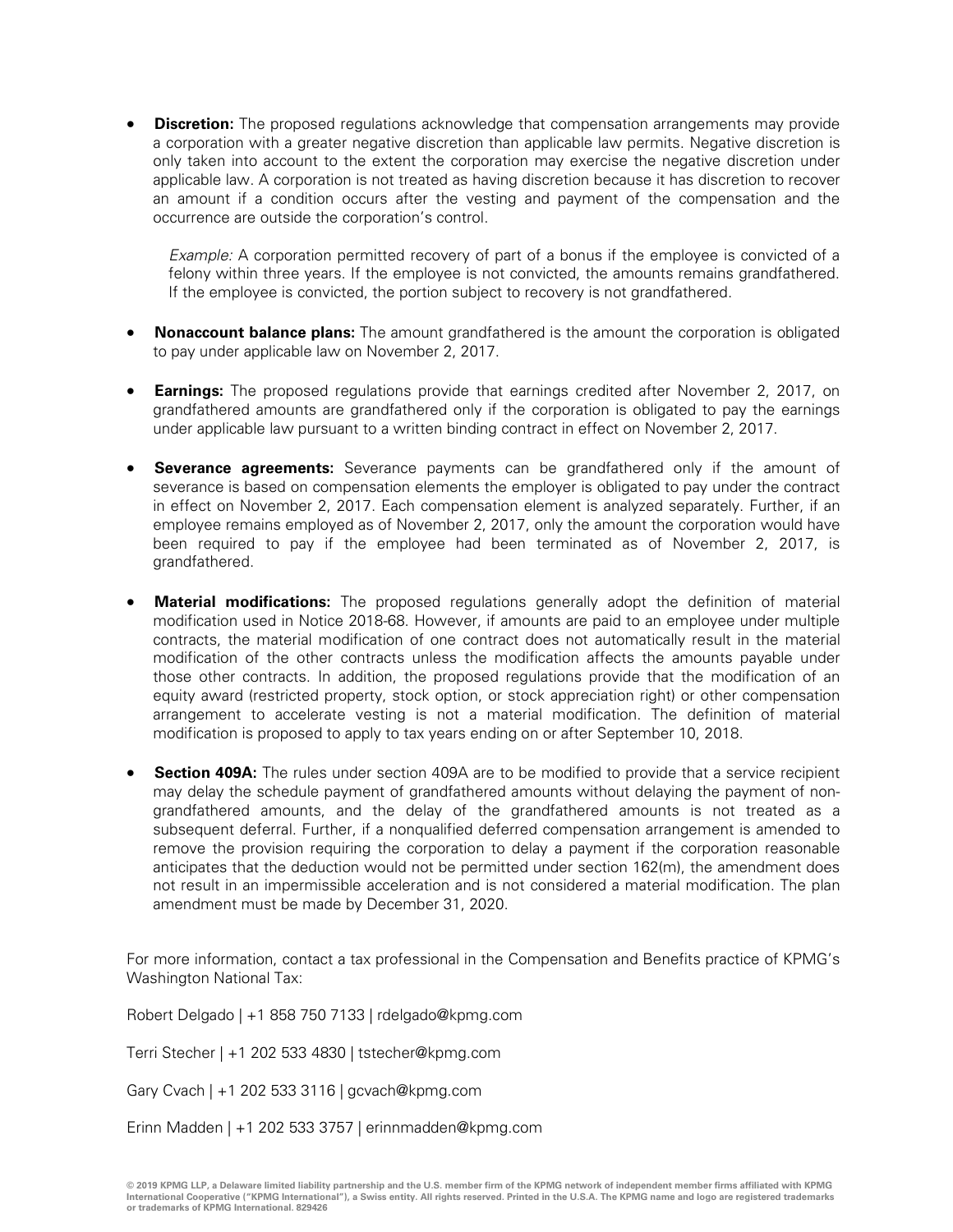- **Discretion:** The proposed regulations acknowledge that compensation arrangements may provide a corporation with a greater negative discretion than applicable law permits. Negative discretion is only taken into account to the extent the corporation may exercise the negative discretion under applicable law. A corporation is not treated as having discretion because it has discretion to recover an amount if a condition occurs after the vesting and payment of the compensation and the occurrence are outside the corporation's control.

  *Example:* A corporation permitted recovery of part of a bonus if the employee is convicted of a felony within three years. If the employee is not convicted, the amounts remains grandfathered. If the employee is convicted, the portion subject to recovery is not grandfathered.

- **Nonaccount balance plans:** The amount grandfathered is the amount the corporation is obligated to pay under applicable law on November 2, 2017.

- **Earnings:** The proposed regulations provide that earnings credited after November 2, 2017, on grandfathered amounts are grandfathered only if the corporation is obligated to pay the earnings under applicable law pursuant to a written binding contract in effect on November 2, 2017.

- **Severance agreements:** Severance payments can be grandfathered only if the amount of severance is based on compensation elements the employer is obligated to pay under the contract in effect on November 2, 2017. Each compensation element is analyzed separately. Further, if an employee remains employed as of November 2, 2017, only the amount the corporation would have been required to pay if the employee had been terminated as of November 2, 2017, is grandfathered.

- **Material modifications:** The proposed regulations generally adopt the definition of material modification used in Notice 2018-68. However, if amounts are paid to an employee under multiple contracts, the material modification of one contract does not automatically result in the material modification of the other contracts unless the modification affects the amounts payable under those other contracts. In addition, the proposed regulations provide that the modification of an equity award (restricted property, stock option, or stock appreciation right) or other compensation arrangement to accelerate vesting is not a material modification. The definition of material modification is proposed to apply to tax years ending on or after September 10, 2018.

- **Section 409A:** The rules under section 409A are to be modified to provide that a service recipient may delay the schedule payment of grandfathered amounts without delaying the payment of non-grandfathered amounts, and the delay of the grandfathered amounts is not treated as a subsequent deferral. Further, if a nonqualified deferred compensation arrangement is amended to remove the provision requiring the corporation to delay a payment if the corporation reasonable anticipates that the deduction would not be permitted under section 162(m), the amendment does not result in an impermissible acceleration and is not considered a material modification. The plan amendment must be made by December 31, 2020.

For more information, contact a tax professional in the Compensation and Benefits practice of KPMG's Washington National Tax:

Robert Delgado | +1 858 750 7133 | rdelgado@kpmg.com

Terri Stecher | +1 202 533 4830 | tstecher@kpmg.com

Gary Cvach | +1 202 533 3116 | gcvach@kpmg.com

Erinn Madden | +1 202 533 3757 | erinnmadden@kpmg.com

**© 2019 KPMG LLP, a Delaware limited liability partnership and the U.S. member firm of the KPMG network of independent member firms affiliated with KPMG International Cooperative ("KPMG International"), a Swiss entity. All rights reserved. Printed in the U.S.A. The KPMG name and logo are registered trademarks or trademarks of KPMG International. 829426**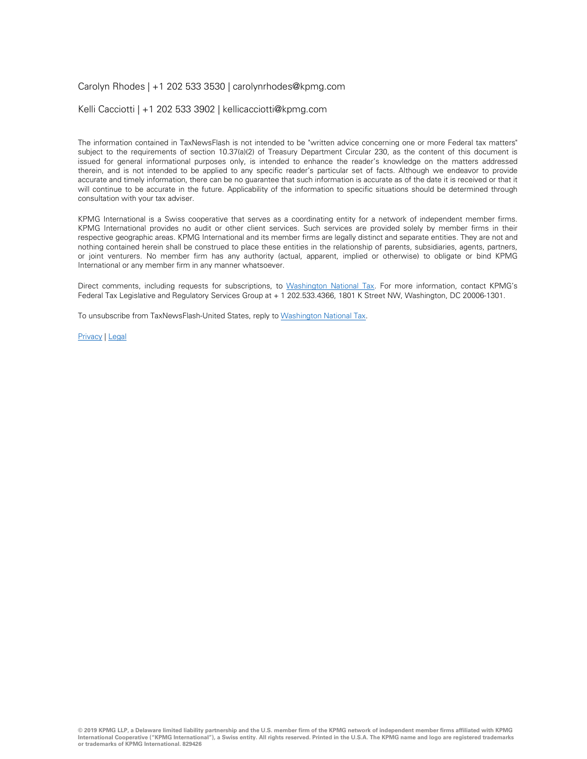Carolyn Rhodes | +1 202 533 3530 | carolynrhodes@kpmg.com

Kelli Cacciotti | +1 202 533 3902 | kellicacciotti@kpmg.com

The information contained in TaxNewsFlash is not intended to be "written advice concerning one or more Federal tax matters" subject to the requirements of section 10.37(a)(2) of Treasury Department Circular 230, as the content of this document is issued for general informational purposes only, is intended to enhance the reader's knowledge on the matters addressed therein, and is not intended to be applied to any specific reader's particular set of facts. Although we endeavor to provide accurate and timely information, there can be no guarantee that such information is accurate as of the date it is received or that it will continue to be accurate in the future. Applicability of the information to specific situations should be determined through consultation with your tax adviser.

KPMG International is a Swiss cooperative that serves as a coordinating entity for a network of independent member firms. KPMG International provides no audit or other client services. Such services are provided solely by member firms in their respective geographic areas. KPMG International and its member firms are legally distinct and separate entities. They are not and nothing contained herein shall be construed to place these entities in the relationship of parents, subsidiaries, agents, partners, or joint venturers. No member firm has any authority (actual, apparent, implied or otherwise) to obligate or bind KPMG International or any member firm in any manner whatsoever.

Direct comments, including requests for subscriptions, to Washington National Tax. For more information, contact KPMG's Federal Tax Legislative and Regulatory Services Group at + 1 202.533.4366, 1801 K Street NW, Washington, DC 20006-1301.

To unsubscribe from TaxNewsFlash-United States, reply to Washington National Tax.

Privacy | Legal

**© 2019 KPMG LLP, a Delaware limited liability partnership and the U.S. member firm of the KPMG network of independent member firms affiliated with KPMG International Cooperative ("KPMG International"), a Swiss entity. All rights reserved. Printed in the U.S.A. The KPMG name and logo are registered trademarks or trademarks of KPMG International. 829426**